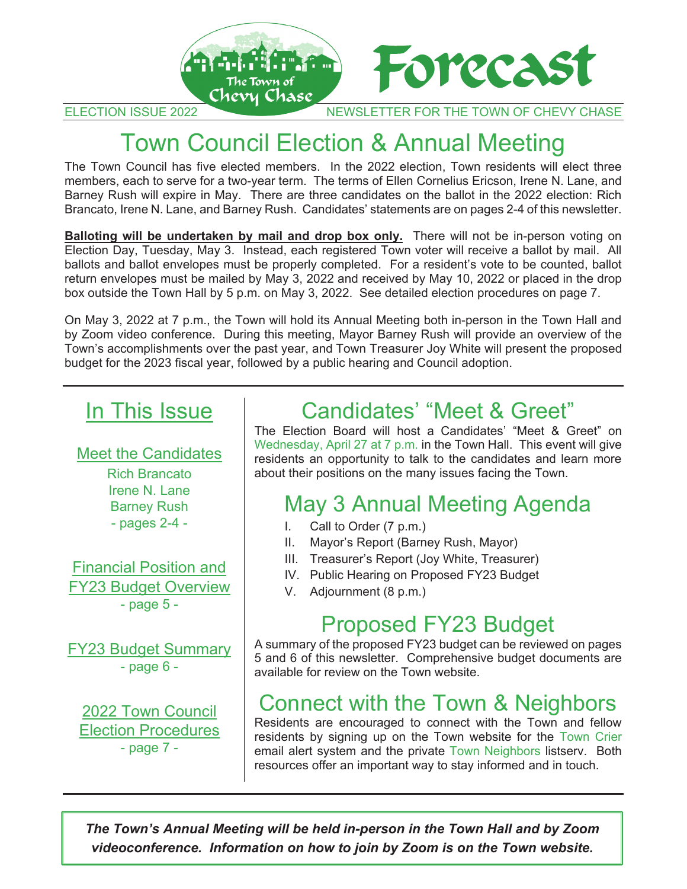# Forecast

The Town of Chevy Chase

ELECTION ISSUE 2022 — NEWSLETTER FOR THE TOWN OF CHEVY CHASE

# Town Council Election & Annual Meeting

The Town Council has five elected members. In the 2022 election, Town residents will elect three members, each to serve for a two-year term. The terms of Ellen Cornelius Ericson, Irene N. Lane, and Barney Rush will expire in May. There are three candidates on the ballot in the 2022 election: Rich Brancato, Irene N. Lane, and Barney Rush. Candidates' statements are on pages 2-4 of this newsletter.

**Balloting will be undertaken by mail and drop box only.** There will not be in-person voting on Election Day, Tuesday, May 3. Instead, each registered Town voter will receive a ballot by mail. All ballots and ballot envelopes must be properly completed. For a resident's vote to be counted, ballot return envelopes must be mailed by May 3, 2022 and received by May 10, 2022 or placed in the drop box outside the Town Hall by 5 p.m. on May 3, 2022. See detailed election procedures on page 7.

On May 3, 2022 at 7 p.m., the Town will hold its Annual Meeting both in-person in the Town Hall and by Zoom video conference. During this meeting, Mayor Barney Rush will provide an overview of the Town's accomplishments over the past year, and Town Treasurer Joy White will present the proposed budget for the 2023 fiscal year, followed by a public hearing and Council adoption.

## In This Issue

**Meet the Candidates**
Rich Brancato
Irene N. Lane
Barney Rush
- pages 2-4 -

**Financial Position and FY23 Budget Overview**
- page 5 -

**FY23 Budget Summary**
- page 6 -

**2022 Town Council Election Procedures**
- page 7 -

## Candidates' "Meet & Greet"

The Election Board will host a Candidates' "Meet & Greet" on Wednesday, April 27 at 7 p.m. in the Town Hall. This event will give residents an opportunity to talk to the candidates and learn more about their positions on the many issues facing the Town.

## May 3 Annual Meeting Agenda

I. Call to Order (7 p.m.)
II. Mayor's Report (Barney Rush, Mayor)
III. Treasurer's Report (Joy White, Treasurer)
IV. Public Hearing on Proposed FY23 Budget
V. Adjournment (8 p.m.)

## Proposed FY23 Budget

A summary of the proposed FY23 budget can be reviewed on pages 5 and 6 of this newsletter. Comprehensive budget documents are available for review on the Town website.

## Connect with the Town & Neighbors

Residents are encouraged to connect with the Town and fellow residents by signing up on the Town website for the Town Crier email alert system and the private Town Neighbors listserv. Both resources offer an important way to stay informed and in touch.

***The Town's Annual Meeting will be held in-person in the Town Hall and by Zoom videoconference. Information on how to join by Zoom is on the Town website.***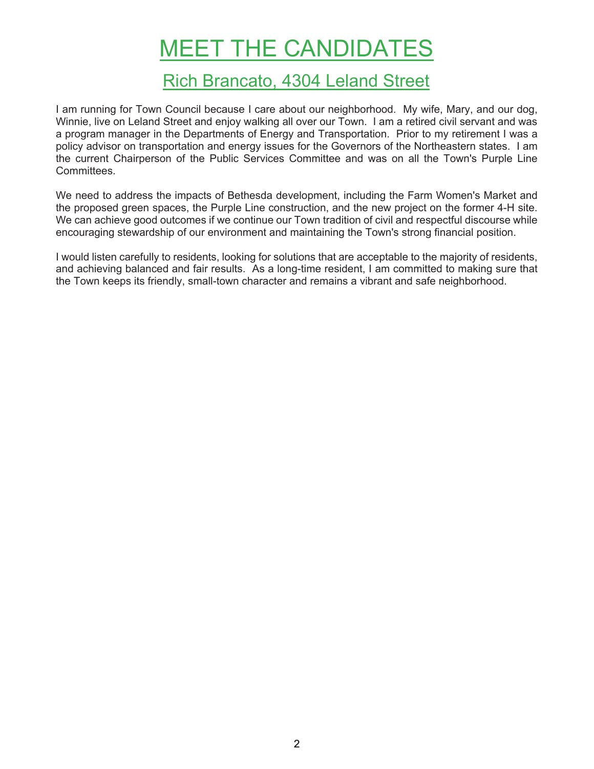# MEET THE CANDIDATES

## Rich Brancato, 4304 Leland Street

I am running for Town Council because I care about our neighborhood. My wife, Mary, and our dog, Winnie, live on Leland Street and enjoy walking all over our Town. I am a retired civil servant and was a program manager in the Departments of Energy and Transportation. Prior to my retirement I was a policy advisor on transportation and energy issues for the Governors of the Northeastern states. I am the current Chairperson of the Public Services Committee and was on all the Town's Purple Line Committees.

We need to address the impacts of Bethesda development, including the Farm Women's Market and the proposed green spaces, the Purple Line construction, and the new project on the former 4-H site. We can achieve good outcomes if we continue our Town tradition of civil and respectful discourse while encouraging stewardship of our environment and maintaining the Town's strong financial position.

I would listen carefully to residents, looking for solutions that are acceptable to the majority of residents, and achieving balanced and fair results. As a long-time resident, I am committed to making sure that the Town keeps its friendly, small-town character and remains a vibrant and safe neighborhood.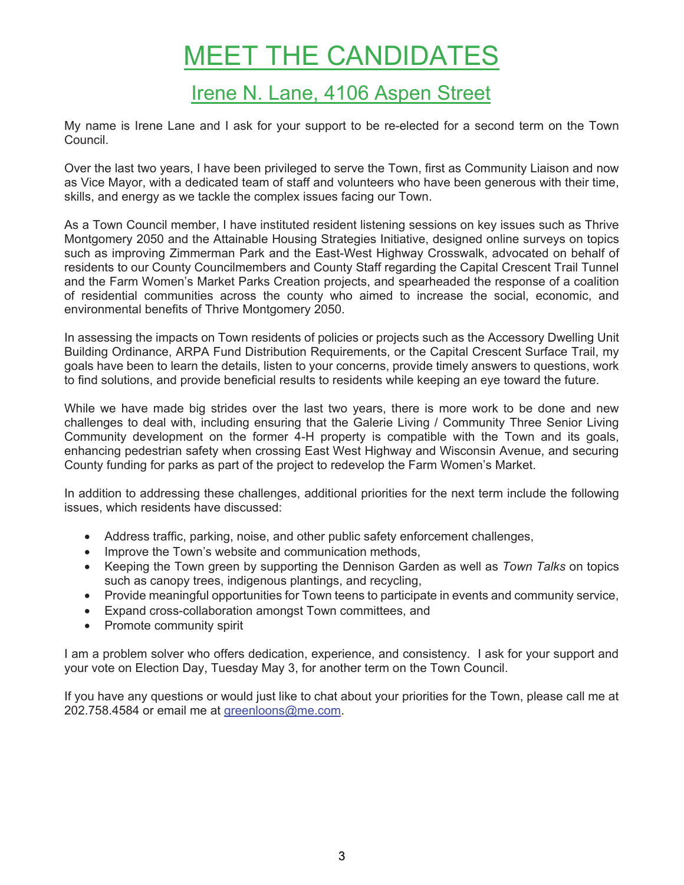# MEET THE CANDIDATES

## Irene N. Lane, 4106 Aspen Street

My name is Irene Lane and I ask for your support to be re-elected for a second term on the Town Council.

Over the last two years, I have been privileged to serve the Town, first as Community Liaison and now as Vice Mayor, with a dedicated team of staff and volunteers who have been generous with their time, skills, and energy as we tackle the complex issues facing our Town.

As a Town Council member, I have instituted resident listening sessions on key issues such as Thrive Montgomery 2050 and the Attainable Housing Strategies Initiative, designed online surveys on topics such as improving Zimmerman Park and the East-West Highway Crosswalk, advocated on behalf of residents to our County Councilmembers and County Staff regarding the Capital Crescent Trail Tunnel and the Farm Women's Market Parks Creation projects, and spearheaded the response of a coalition of residential communities across the county who aimed to increase the social, economic, and environmental benefits of Thrive Montgomery 2050.

In assessing the impacts on Town residents of policies or projects such as the Accessory Dwelling Unit Building Ordinance, ARPA Fund Distribution Requirements, or the Capital Crescent Surface Trail, my goals have been to learn the details, listen to your concerns, provide timely answers to questions, work to find solutions, and provide beneficial results to residents while keeping an eye toward the future.

While we have made big strides over the last two years, there is more work to be done and new challenges to deal with, including ensuring that the Galerie Living / Community Three Senior Living Community development on the former 4-H property is compatible with the Town and its goals, enhancing pedestrian safety when crossing East West Highway and Wisconsin Avenue, and securing County funding for parks as part of the project to redevelop the Farm Women's Market.

In addition to addressing these challenges, additional priorities for the next term include the following issues, which residents have discussed:

- Address traffic, parking, noise, and other public safety enforcement challenges,
- Improve the Town's website and communication methods,
- Keeping the Town green by supporting the Dennison Garden as well as *Town Talks* on topics such as canopy trees, indigenous plantings, and recycling,
- Provide meaningful opportunities for Town teens to participate in events and community service,
- Expand cross-collaboration amongst Town committees, and
- Promote community spirit

I am a problem solver who offers dedication, experience, and consistency. I ask for your support and your vote on Election Day, Tuesday May 3, for another term on the Town Council.

If you have any questions or would just like to chat about your priorities for the Town, please call me at 202.758.4584 or email me at greenloons@me.com.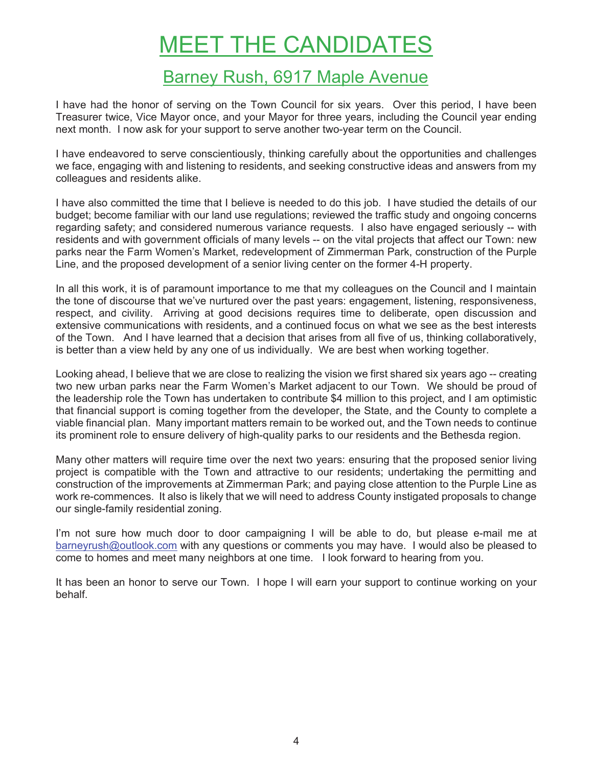# MEET THE CANDIDATES

## Barney Rush, 6917 Maple Avenue

I have had the honor of serving on the Town Council for six years. Over this period, I have been Treasurer twice, Vice Mayor once, and your Mayor for three years, including the Council year ending next month. I now ask for your support to serve another two-year term on the Council.

I have endeavored to serve conscientiously, thinking carefully about the opportunities and challenges we face, engaging with and listening to residents, and seeking constructive ideas and answers from my colleagues and residents alike.

I have also committed the time that I believe is needed to do this job. I have studied the details of our budget; become familiar with our land use regulations; reviewed the traffic study and ongoing concerns regarding safety; and considered numerous variance requests. I also have engaged seriously -- with residents and with government officials of many levels -- on the vital projects that affect our Town: new parks near the Farm Women's Market, redevelopment of Zimmerman Park, construction of the Purple Line, and the proposed development of a senior living center on the former 4-H property.

In all this work, it is of paramount importance to me that my colleagues on the Council and I maintain the tone of discourse that we've nurtured over the past years: engagement, listening, responsiveness, respect, and civility. Arriving at good decisions requires time to deliberate, open discussion and extensive communications with residents, and a continued focus on what we see as the best interests of the Town. And I have learned that a decision that arises from all five of us, thinking collaboratively, is better than a view held by any one of us individually. We are best when working together.

Looking ahead, I believe that we are close to realizing the vision we first shared six years ago -- creating two new urban parks near the Farm Women's Market adjacent to our Town. We should be proud of the leadership role the Town has undertaken to contribute $4 million to this project, and I am optimistic that financial support is coming together from the developer, the State, and the County to complete a viable financial plan. Many important matters remain to be worked out, and the Town needs to continue its prominent role to ensure delivery of high-quality parks to our residents and the Bethesda region.

Many other matters will require time over the next two years: ensuring that the proposed senior living project is compatible with the Town and attractive to our residents; undertaking the permitting and construction of the improvements at Zimmerman Park; and paying close attention to the Purple Line as work re-commences. It also is likely that we will need to address County instigated proposals to change our single-family residential zoning.

I'm not sure how much door to door campaigning I will be able to do, but please e-mail me at barneyrush@outlook.com with any questions or comments you may have. I would also be pleased to come to homes and meet many neighbors at one time. I look forward to hearing from you.

It has been an honor to serve our Town. I hope I will earn your support to continue working on your behalf.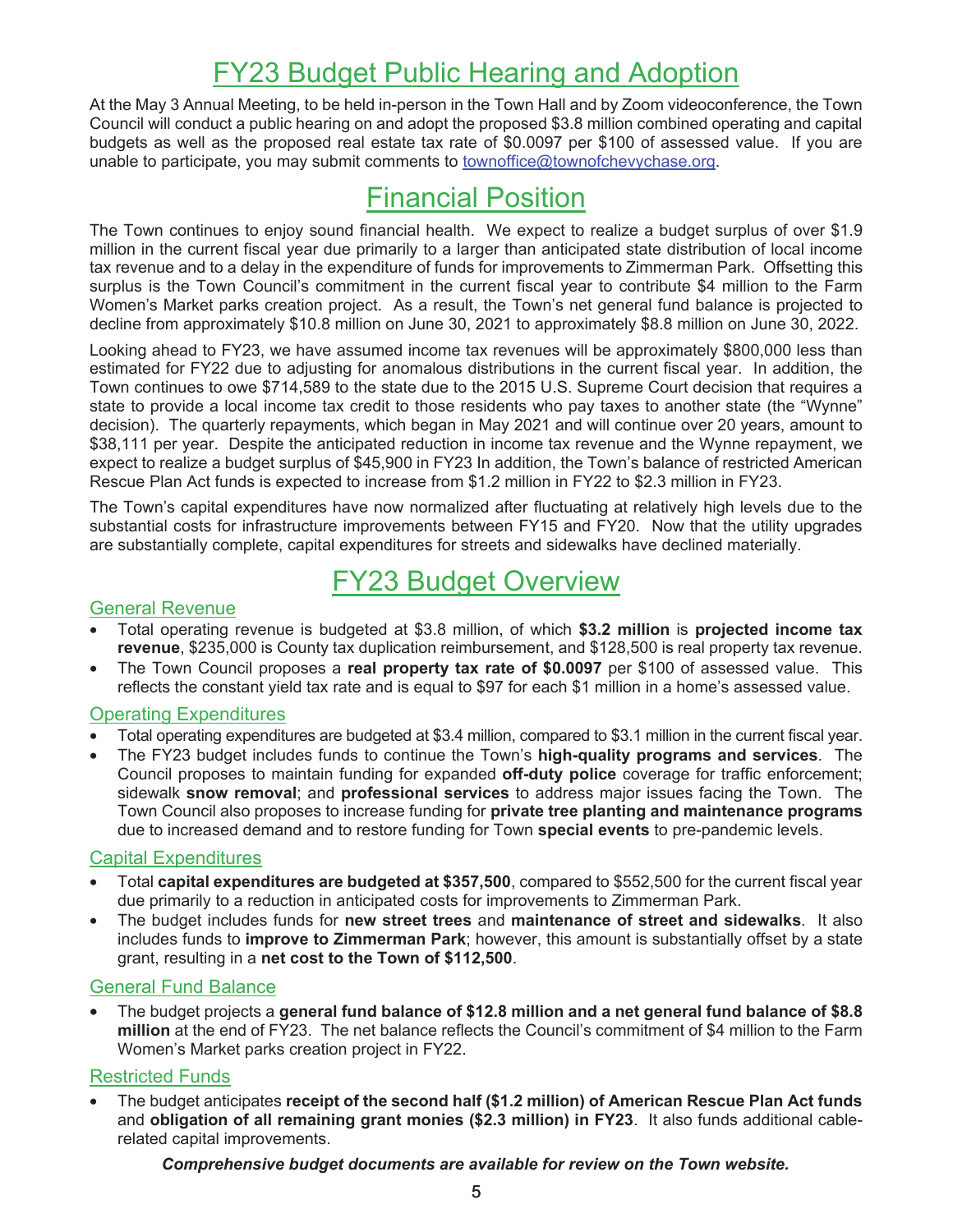# FY23 Budget Public Hearing and Adoption

At the May 3 Annual Meeting, to be held in-person in the Town Hall and by Zoom videoconference, the Town Council will conduct a public hearing on and adopt the proposed $3.8 million combined operating and capital budgets as well as the proposed real estate tax rate of $0.0097 per $100 of assessed value. If you are unable to participate, you may submit comments to townoffice@townofchevychase.org.

# Financial Position

The Town continues to enjoy sound financial health. We expect to realize a budget surplus of over $1.9 million in the current fiscal year due primarily to a larger than anticipated state distribution of local income tax revenue and to a delay in the expenditure of funds for improvements to Zimmerman Park. Offsetting this surplus is the Town Council's commitment in the current fiscal year to contribute $4 million to the Farm Women's Market parks creation project. As a result, the Town's net general fund balance is projected to decline from approximately $10.8 million on June 30, 2021 to approximately $8.8 million on June 30, 2022.

Looking ahead to FY23, we have assumed income tax revenues will be approximately $800,000 less than estimated for FY22 due to adjusting for anomalous distributions in the current fiscal year. In addition, the Town continues to owe $714,589 to the state due to the 2015 U.S. Supreme Court decision that requires a state to provide a local income tax credit to those residents who pay taxes to another state (the "Wynne" decision). The quarterly repayments, which began in May 2021 and will continue over 20 years, amount to $38,111 per year. Despite the anticipated reduction in income tax revenue and the Wynne repayment, we expect to realize a budget surplus of $45,900 in FY23 In addition, the Town's balance of restricted American Rescue Plan Act funds is expected to increase from $1.2 million in FY22 to $2.3 million in FY23.

The Town's capital expenditures have now normalized after fluctuating at relatively high levels due to the substantial costs for infrastructure improvements between FY15 and FY20. Now that the utility upgrades are substantially complete, capital expenditures for streets and sidewalks have declined materially.

# FY23 Budget Overview

## General Revenue

- Total operating revenue is budgeted at $3.8 million, of which **$3.2 million** is **projected income tax revenue**, $235,000 is County tax duplication reimbursement, and $128,500 is real property tax revenue.
- The Town Council proposes a **real property tax rate of $0.0097** per $100 of assessed value. This reflects the constant yield tax rate and is equal to $97 for each $1 million in a home's assessed value.

## Operating Expenditures

- Total operating expenditures are budgeted at $3.4 million, compared to $3.1 million in the current fiscal year.
- The FY23 budget includes funds to continue the Town's **high-quality programs and services**. The Council proposes to maintain funding for expanded **off-duty police** coverage for traffic enforcement; sidewalk **snow removal**; and **professional services** to address major issues facing the Town. The Town Council also proposes to increase funding for **private tree planting and maintenance programs** due to increased demand and to restore funding for Town **special events** to pre-pandemic levels.

## Capital Expenditures

- Total **capital expenditures are budgeted at $357,500**, compared to $552,500 for the current fiscal year due primarily to a reduction in anticipated costs for improvements to Zimmerman Park.
- The budget includes funds for **new street trees** and **maintenance of street and sidewalks**. It also includes funds to **improve to Zimmerman Park**; however, this amount is substantially offset by a state grant, resulting in a **net cost to the Town of $112,500**.

## General Fund Balance

- The budget projects a **general fund balance of $12.8 million and a net general fund balance of $8.8 million** at the end of FY23. The net balance reflects the Council's commitment of $4 million to the Farm Women's Market parks creation project in FY22.

## Restricted Funds

- The budget anticipates **receipt of the second half ($1.2 million) of American Rescue Plan Act funds** and **obligation of all remaining grant monies ($2.3 million) in FY23**. It also funds additional cable-related capital improvements.

***Comprehensive budget documents are available for review on the Town website.***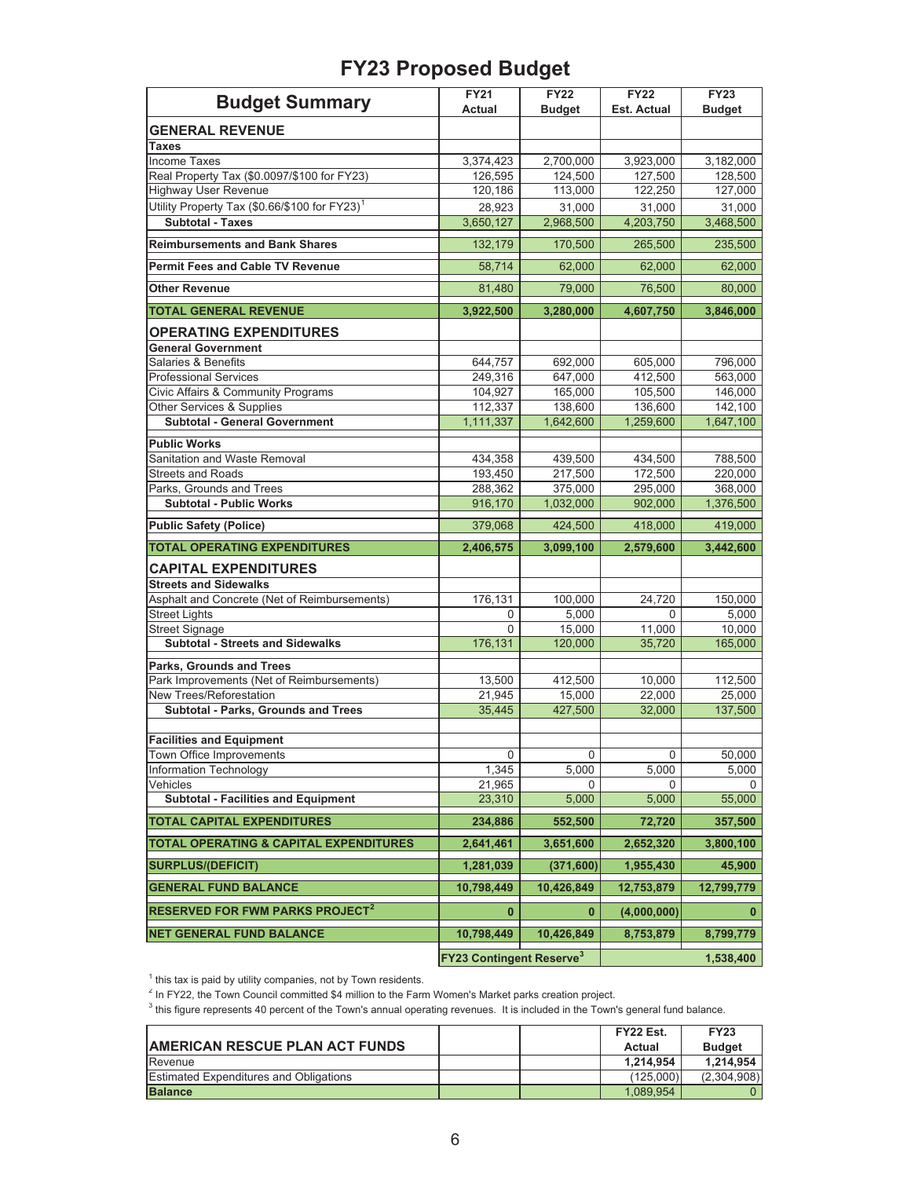# FY23 Proposed Budget

| Budget Summary | FY21 Actual | FY22 Budget | FY22 Est. Actual | FY23 Budget |
|---|---|---|---|---|
| **GENERAL REVENUE** | | | | |
| **Taxes** | | | | |
| Income Taxes | 3,374,423 | 2,700,000 | 3,923,000 | 3,182,000 |
| Real Property Tax ($0.0097/$100 for FY23) | 126,595 | 124,500 | 127,500 | 128,500 |
| Highway User Revenue | 120,186 | 113,000 | 122,250 | 127,000 |
| Utility Property Tax ($0.66/$100 for FY23)[1] | 28,923 | 31,000 | 31,000 | 31,000 |
| **Subtotal - Taxes** | 3,650,127 | 2,968,500 | 4,203,750 | 3,468,500 |
| **Reimbursements and Bank Shares** | 132,179 | 170,500 | 265,500 | 235,500 |
| **Permit Fees and Cable TV Revenue** | 58,714 | 62,000 | 62,000 | 62,000 |
| **Other Revenue** | 81,480 | 79,000 | 76,500 | 80,000 |
| **TOTAL GENERAL REVENUE** | **3,922,500** | **3,280,000** | **4,607,750** | **3,846,000** |
| **OPERATING EXPENDITURES** | | | | |
| **General Government** | | | | |
| Salaries & Benefits | 644,757 | 692,000 | 605,000 | 796,000 |
| Professional Services | 249,316 | 647,000 | 412,500 | 563,000 |
| Civic Affairs & Community Programs | 104,927 | 165,000 | 105,500 | 146,000 |
| Other Services & Supplies | 112,337 | 138,600 | 136,600 | 142,100 |
| **Subtotal - General Government** | 1,111,337 | 1,642,600 | 1,259,600 | 1,647,100 |
| **Public Works** | | | | |
| Sanitation and Waste Removal | 434,358 | 439,500 | 434,500 | 788,500 |
| Streets and Roads | 193,450 | 217,500 | 172,500 | 220,000 |
| Parks, Grounds and Trees | 288,362 | 375,000 | 295,000 | 368,000 |
| **Subtotal - Public Works** | 916,170 | 1,032,000 | 902,000 | 1,376,500 |
| **Public Safety (Police)** | 379,068 | 424,500 | 418,000 | 419,000 |
| **TOTAL OPERATING EXPENDITURES** | **2,406,575** | **3,099,100** | **2,579,600** | **3,442,600** |
| **CAPITAL EXPENDITURES** | | | | |
| **Streets and Sidewalks** | | | | |
| Asphalt and Concrete (Net of Reimbursements) | 176,131 | 100,000 | 24,720 | 150,000 |
| Street Lights | 0 | 5,000 | 0 | 5,000 |
| Street Signage | 0 | 15,000 | 11,000 | 10,000 |
| **Subtotal - Streets and Sidewalks** | 176,131 | 120,000 | 35,720 | 165,000 |
| **Parks, Grounds and Trees** | | | | |
| Park Improvements (Net of Reimbursements) | 13,500 | 412,500 | 10,000 | 112,500 |
| New Trees/Reforestation | 21,945 | 15,000 | 22,000 | 25,000 |
| **Subtotal - Parks, Grounds and Trees** | 35,445 | 427,500 | 32,000 | 137,500 |
| **Facilities and Equipment** | | | | |
| Town Office Improvements | 0 | 0 | 0 | 50,000 |
| Information Technology | 1,345 | 5,000 | 5,000 | 5,000 |
| Vehicles | 21,965 | 0 | 0 | 0 |
| **Subtotal - Facilities and Equipment** | 23,310 | 5,000 | 5,000 | 55,000 |
| **TOTAL CAPITAL EXPENDITURES** | **234,886** | **552,500** | **72,720** | **357,500** |
| **TOTAL OPERATING & CAPITAL EXPENDITURES** | **2,641,461** | **3,651,600** | **2,652,320** | **3,800,100** |
| **SURPLUS/(DEFICIT)** | **1,281,039** | **(371,600)** | **1,955,430** | **45,900** |
| **GENERAL FUND BALANCE** | **10,798,449** | **10,426,849** | **12,753,879** | **12,799,779** |
| **RESERVED FOR FWM PARKS PROJECT[2]** | **0** | **0** | **(4,000,000)** | **0** |
| **NET GENERAL FUND BALANCE** | **10,798,449** | **10,426,849** | **8,753,879** | **8,799,779** |
| | **FY23 Contingent Reserve[3]** | | | **1,538,400** |

[1] this tax is paid by utility companies, not by Town residents.

[2] In FY22, the Town Council committed $4 million to the Farm Women's Market parks creation project.

[3] this figure represents 40 percent of the Town's annual operating revenues. It is included in the Town's general fund balance.

| AMERICAN RESCUE PLAN ACT FUNDS | | | FY22 Est. Actual | FY23 Budget |
|---|---|---|---|---|
| Revenue | | | **1,214,954** | **1,214,954** |
| Estimated Expenditures and Obligations | | | (125,000) | (2,304,908) |
| **Balance** | | | 1,089,954 | 0 |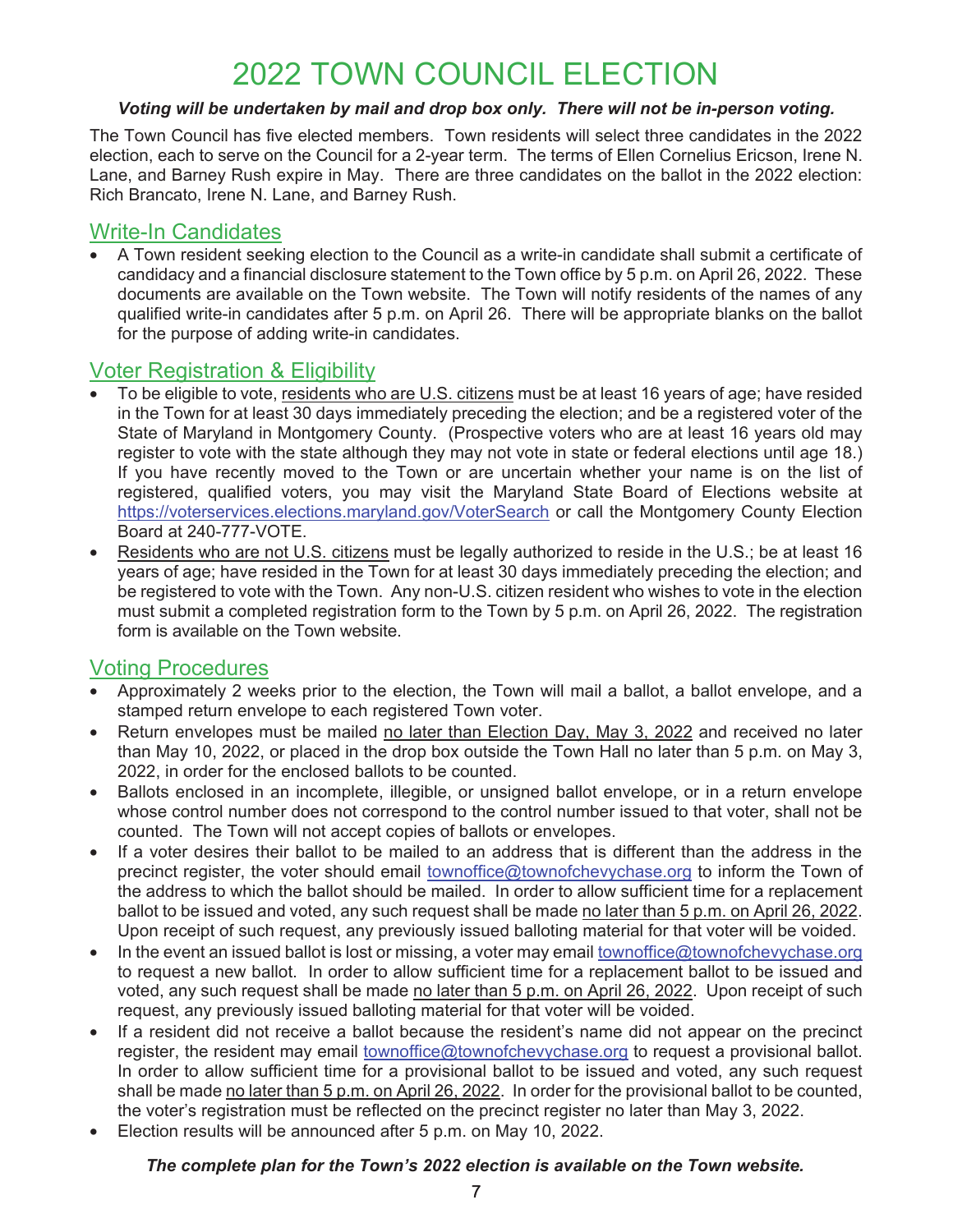# 2022 TOWN COUNCIL ELECTION

***Voting will be undertaken by mail and drop box only. There will not be in-person voting.***

The Town Council has five elected members. Town residents will select three candidates in the 2022 election, each to serve on the Council for a 2-year term. The terms of Ellen Cornelius Ericson, Irene N. Lane, and Barney Rush expire in May. There are three candidates on the ballot in the 2022 election: Rich Brancato, Irene N. Lane, and Barney Rush.

## Write-In Candidates

- A Town resident seeking election to the Council as a write-in candidate shall submit a certificate of candidacy and a financial disclosure statement to the Town office by 5 p.m. on April 26, 2022. These documents are available on the Town website. The Town will notify residents of the names of any qualified write-in candidates after 5 p.m. on April 26. There will be appropriate blanks on the ballot for the purpose of adding write-in candidates.

## Voter Registration & Eligibility

- To be eligible to vote, residents who are U.S. citizens must be at least 16 years of age; have resided in the Town for at least 30 days immediately preceding the election; and be a registered voter of the State of Maryland in Montgomery County. (Prospective voters who are at least 16 years old may register to vote with the state although they may not vote in state or federal elections until age 18.) If you have recently moved to the Town or are uncertain whether your name is on the list of registered, qualified voters, you may visit the Maryland State Board of Elections website at https://voterservices.elections.maryland.gov/VoterSearch or call the Montgomery County Election Board at 240-777-VOTE.
- Residents who are not U.S. citizens must be legally authorized to reside in the U.S.; be at least 16 years of age; have resided in the Town for at least 30 days immediately preceding the election; and be registered to vote with the Town. Any non-U.S. citizen resident who wishes to vote in the election must submit a completed registration form to the Town by 5 p.m. on April 26, 2022. The registration form is available on the Town website.

## Voting Procedures

- Approximately 2 weeks prior to the election, the Town will mail a ballot, a ballot envelope, and a stamped return envelope to each registered Town voter.
- Return envelopes must be mailed no later than Election Day, May 3, 2022 and received no later than May 10, 2022, or placed in the drop box outside the Town Hall no later than 5 p.m. on May 3, 2022, in order for the enclosed ballots to be counted.
- Ballots enclosed in an incomplete, illegible, or unsigned ballot envelope, or in a return envelope whose control number does not correspond to the control number issued to that voter, shall not be counted. The Town will not accept copies of ballots or envelopes.
- If a voter desires their ballot to be mailed to an address that is different than the address in the precinct register, the voter should email townoffice@townofchevychase.org to inform the Town of the address to which the ballot should be mailed. In order to allow sufficient time for a replacement ballot to be issued and voted, any such request shall be made no later than 5 p.m. on April 26, 2022. Upon receipt of such request, any previously issued balloting material for that voter will be voided.
- In the event an issued ballot is lost or missing, a voter may email townoffice@townofchevychase.org to request a new ballot. In order to allow sufficient time for a replacement ballot to be issued and voted, any such request shall be made no later than 5 p.m. on April 26, 2022. Upon receipt of such request, any previously issued balloting material for that voter will be voided.
- If a resident did not receive a ballot because the resident's name did not appear on the precinct register, the resident may email townoffice@townofchevychase.org to request a provisional ballot. In order to allow sufficient time for a provisional ballot to be issued and voted, any such request shall be made no later than 5 p.m. on April 26, 2022. In order for the provisional ballot to be counted, the voter's registration must be reflected on the precinct register no later than May 3, 2022.
- Election results will be announced after 5 p.m. on May 10, 2022.

***The complete plan for the Town's 2022 election is available on the Town website.***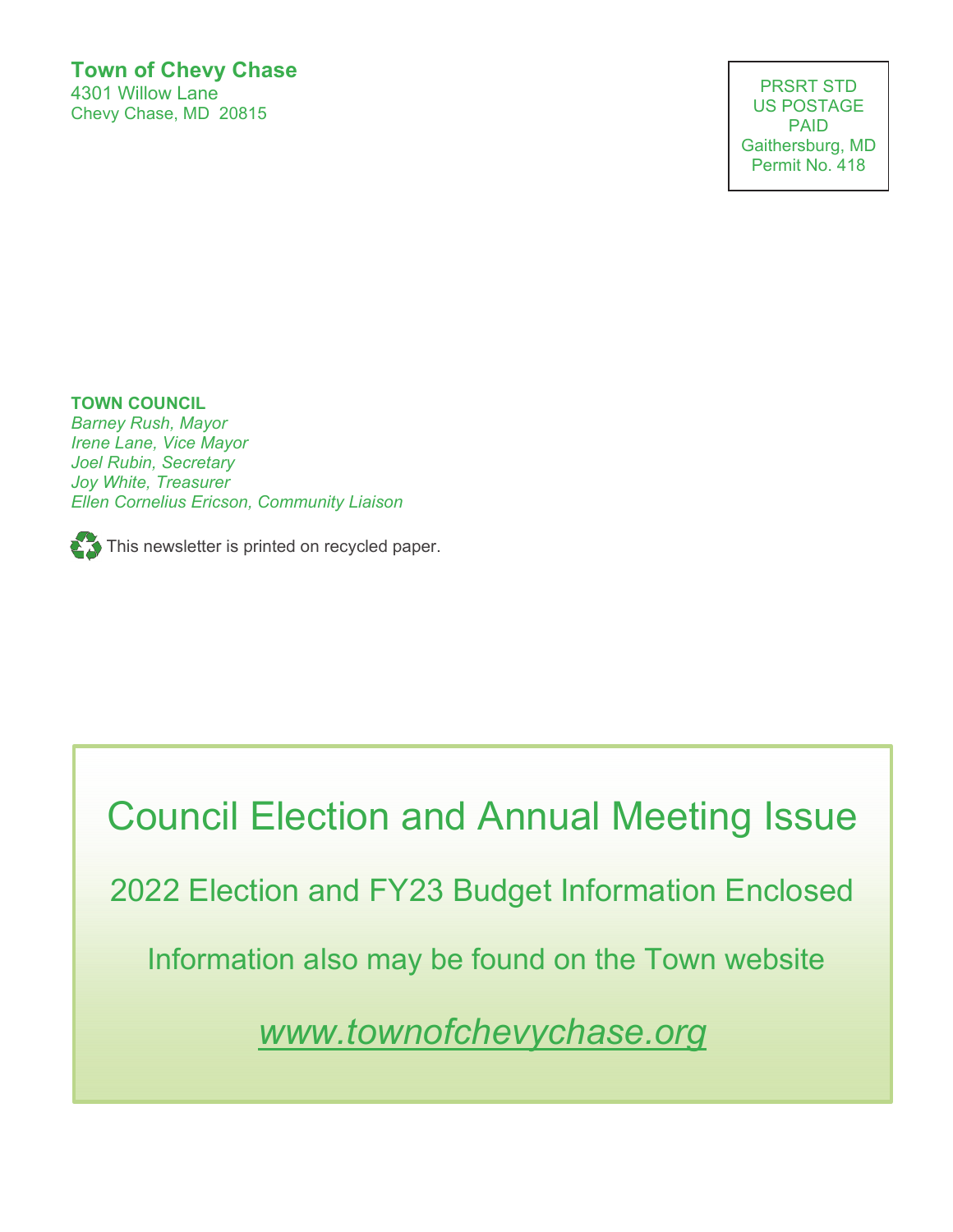**Town of Chevy Chase**
4301 Willow Lane
Chevy Chase, MD 20815

PRSRT STD
US POSTAGE
PAID
Gaithersburg, MD
Permit No. 418

**TOWN COUNCIL**
*Barney Rush, Mayor*
*Irene Lane, Vice Mayor*
*Joel Rubin, Secretary*
*Joy White, Treasurer*
*Ellen Cornelius Ericson, Community Liaison*

This newsletter is printed on recycled paper.

# Council Election and Annual Meeting Issue

## 2022 Election and FY23 Budget Information Enclosed

Information also may be found on the Town website

*www.townofchevychase.org*